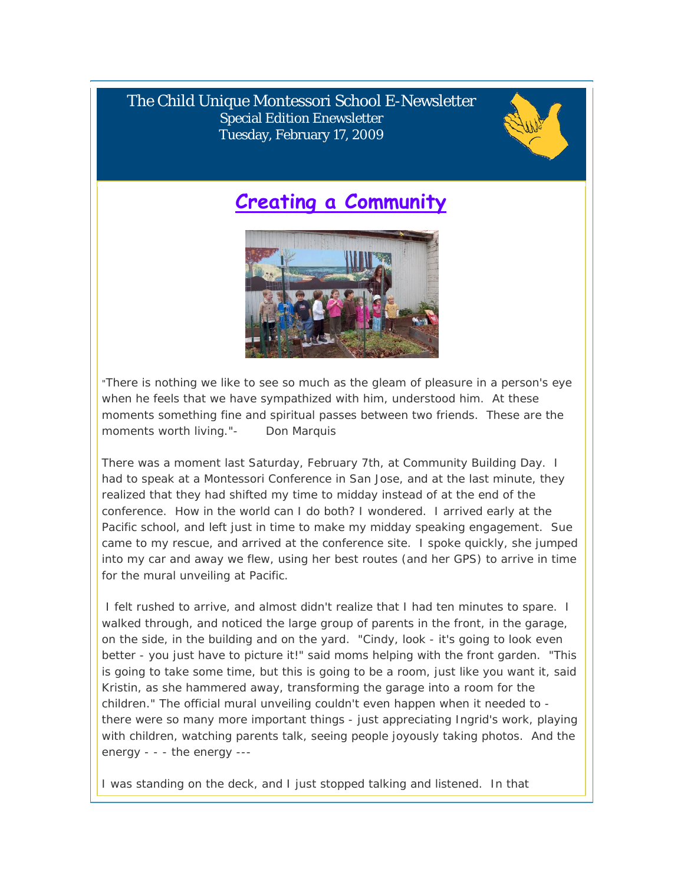The Child Unique Montessori School E-Newsletter
Special Edition Enewsletter
Tuesday, February 17, 2009

# Creating a Community

"There is nothing we like to see so much as the gleam of pleasure in a person's eye when he feels that we have sympathized with him, understood him. At these moments something fine and spiritual passes between two friends. These are the moments worth living."- Don Marquis

There was a moment last Saturday, February 7th, at Community Building Day. I had to speak at a Montessori Conference in San Jose, and at the last minute, they realized that they had shifted my time to midday instead of at the end of the conference. How in the world can I do both? I wondered. I arrived early at the Pacific school, and left just in time to make my midday speaking engagement. Sue came to my rescue, and arrived at the conference site. I spoke quickly, she jumped into my car and away we flew, using her best routes (and her GPS) to arrive in time for the mural unveiling at Pacific.

I felt rushed to arrive, and almost didn't realize that I had ten minutes to spare. I walked through, and noticed the large group of parents in the front, in the garage, on the side, in the building and on the yard. "Cindy, look - it's going to look even better - you just have to picture it!" said moms helping with the front garden. "This is going to take some time, but this is going to be a room, just like you want it, said Kristin, as she hammered away, transforming the garage into a room for the children." The official mural unveiling couldn't even happen when it needed to - there were so many more important things - just appreciating Ingrid's work, playing with children, watching parents talk, seeing people joyously taking photos. And the energy - - - the energy ---

I was standing on the deck, and I just stopped talking and listened. In that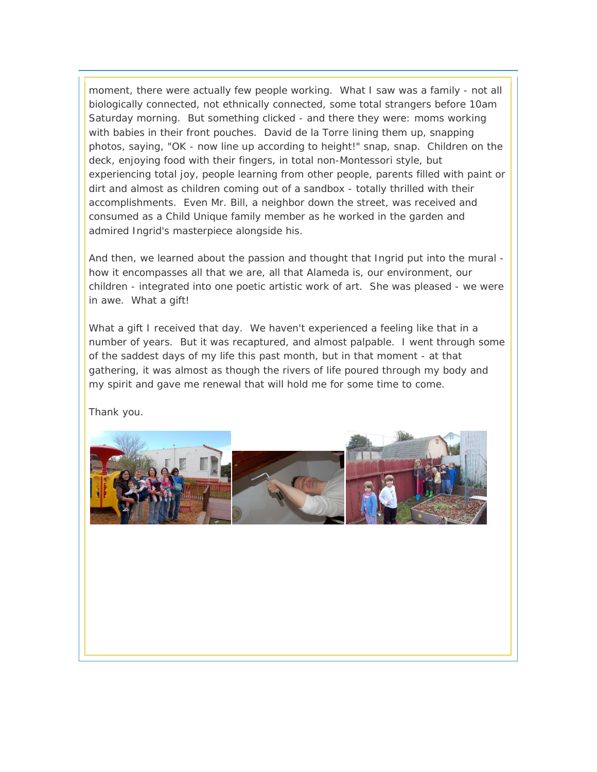moment, there were actually few people working. What I saw was a family - not all biologically connected, not ethnically connected, some total strangers before 10am Saturday morning. But something clicked - and there they were: moms working with babies in their front pouches. David de la Torre lining them up, snapping photos, saying, "OK - now line up according to height!" snap, snap. Children on the deck, enjoying food with their fingers, in total non-Montessori style, but experiencing total joy, people learning from other people, parents filled with paint or dirt and almost as children coming out of a sandbox - totally thrilled with their accomplishments. Even Mr. Bill, a neighbor down the street, was received and consumed as a Child Unique family member as he worked in the garden and admired Ingrid's masterpiece alongside his.

And then, we learned about the passion and thought that Ingrid put into the mural - how it encompasses all that we are, all that Alameda is, our environment, our children - integrated into one poetic artistic work of art. She was pleased - we were in awe. What a gift!

What a gift I received that day. We haven't experienced a feeling like that in a number of years. But it was recaptured, and almost palpable. I went through some of the saddest days of my life this past month, but in that moment - at that gathering, it was almost as though the rivers of life poured through my body and my spirit and gave me renewal that will hold me for some time to come.

Thank you.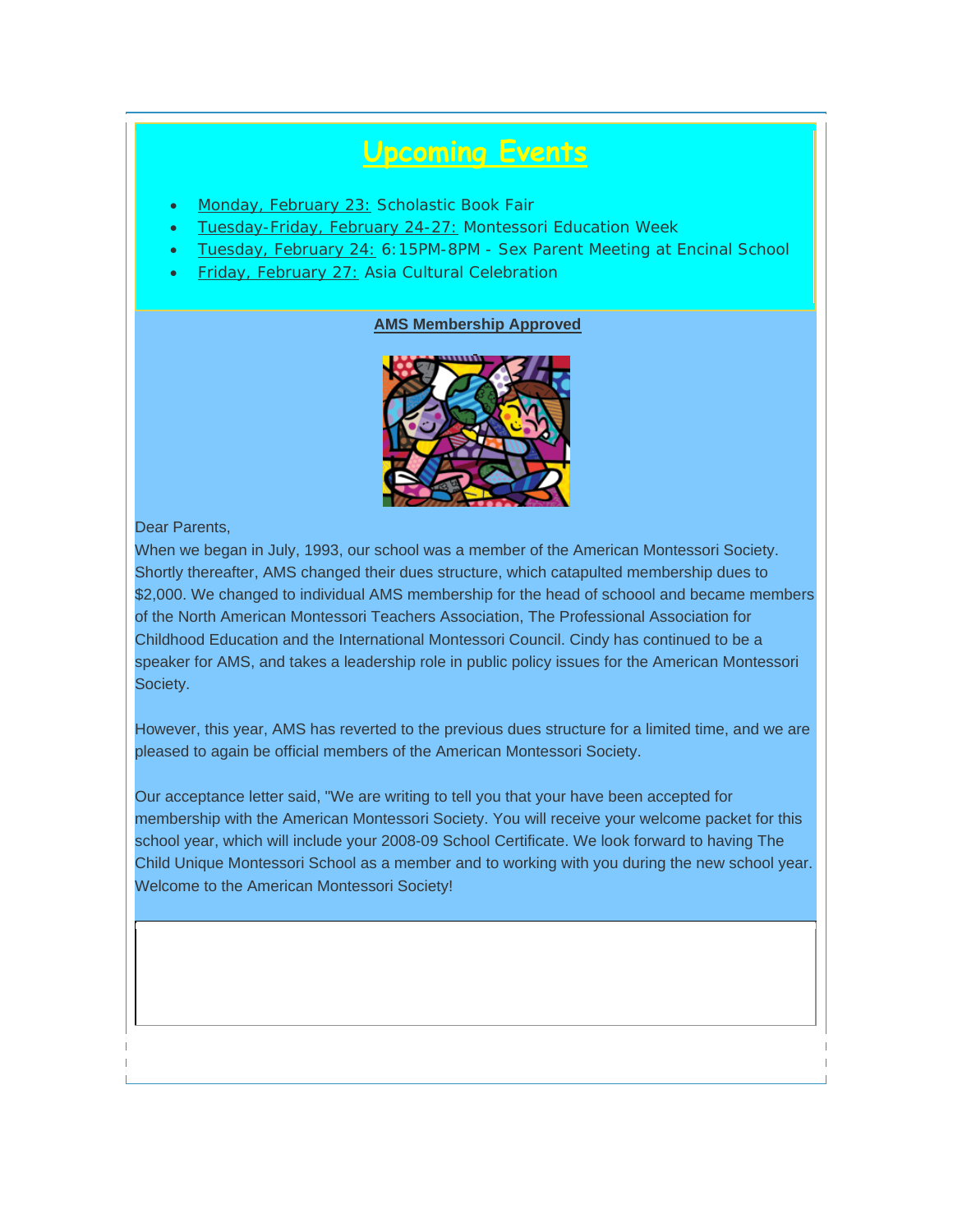# Upcoming Events

- Monday, February 23: Scholastic Book Fair
- Tuesday-Friday, February 24-27: Montessori Education Week
- Tuesday, February 24: 6:15PM-8PM - Sex Parent Meeting at Encinal School
- Friday, February 27: Asia Cultural Celebration

## AMS Membership Approved

Dear Parents,
When we began in July, 1993, our school was a member of the American Montessori Society. Shortly thereafter, AMS changed their dues structure, which catapulted membership dues to $2,000. We changed to individual AMS membership for the head of schoool and became members of the North American Montessori Teachers Association, The Professional Association for Childhood Education and the International Montessori Council. Cindy has continued to be a speaker for AMS, and takes a leadership role in public policy issues for the American Montessori Society.

However, this year, AMS has reverted to the previous dues structure for a limited time, and we are pleased to again be official members of the American Montessori Society.

Our acceptance letter said, "We are writing to tell you that your have been accepted for membership with the American Montessori Society. You will receive your welcome packet for this school year, which will include your 2008-09 School Certificate. We look forward to having The Child Unique Montessori School as a member and to working with you during the new school year. Welcome to the American Montessori Society!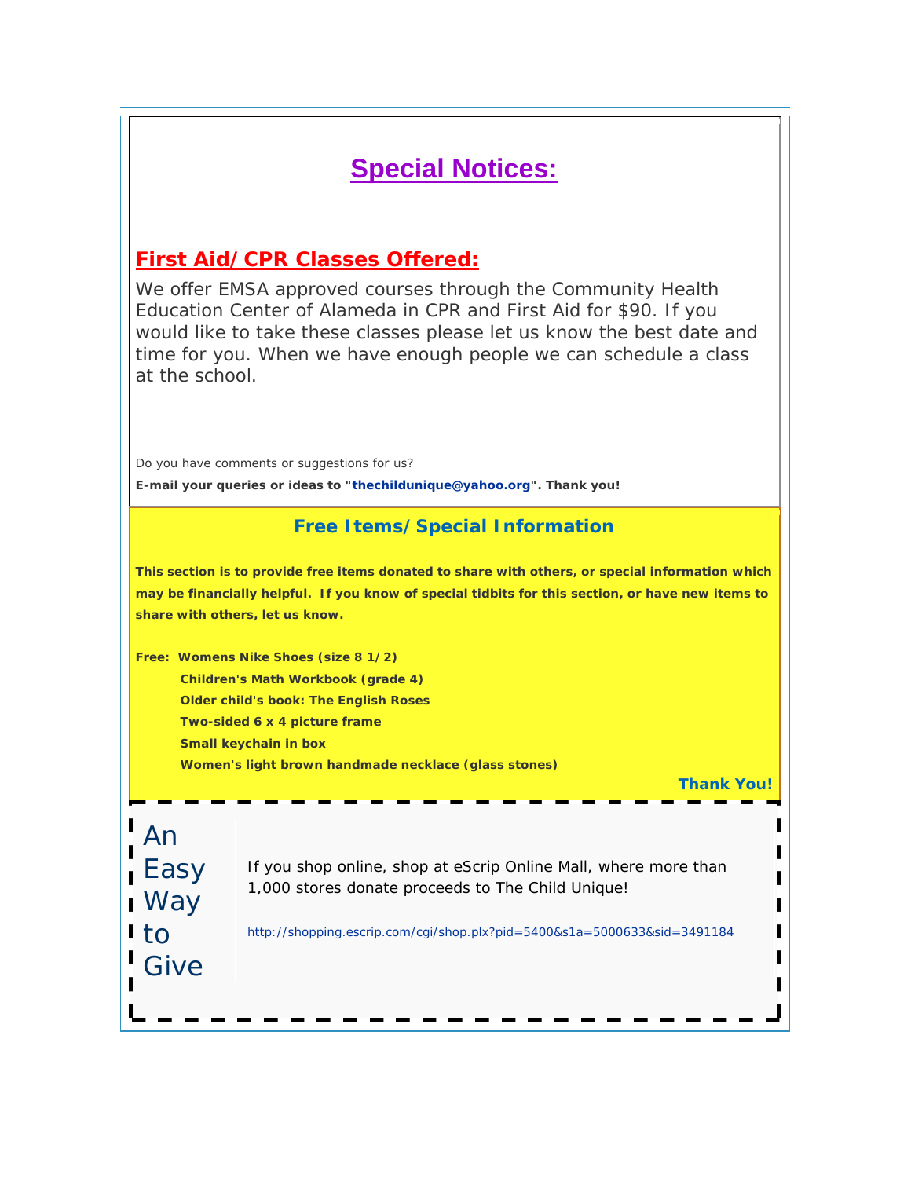# Special Notices:

## First Aid/CPR Classes Offered:

We offer EMSA approved courses through the Community Health Education Center of Alameda in CPR and First Aid for $90. If you would like to take these classes please let us know the best date and time for you. When we have enough people we can schedule a class at the school.

Do you have comments or suggestions for us?

**E-mail your queries or ideas to "thechildunique@yahoo.org". Thank you!**

### Free Items/Special Information

**This section is to provide free items donated to share with others, or special information which may be financially helpful. If you know of special tidbits for this section, or have new items to share with others, let us know.**

**Free: Womens Nike Shoes (size 8 1/2)**
**Children's Math Workbook (grade 4)**
**Older child's book: The English Roses**
**Two-sided 6 x 4 picture frame**
**Small keychain in box**
**Women's light brown handmade necklace (glass stones)**

**Thank You!**

## An Easy Way to Give

If you shop online, shop at eScrip Online Mall, where more than 1,000 stores donate proceeds to The Child Unique!

http://shopping.escrip.com/cgi/shop.plx?pid=5400&s1a=5000633&sid=3491184